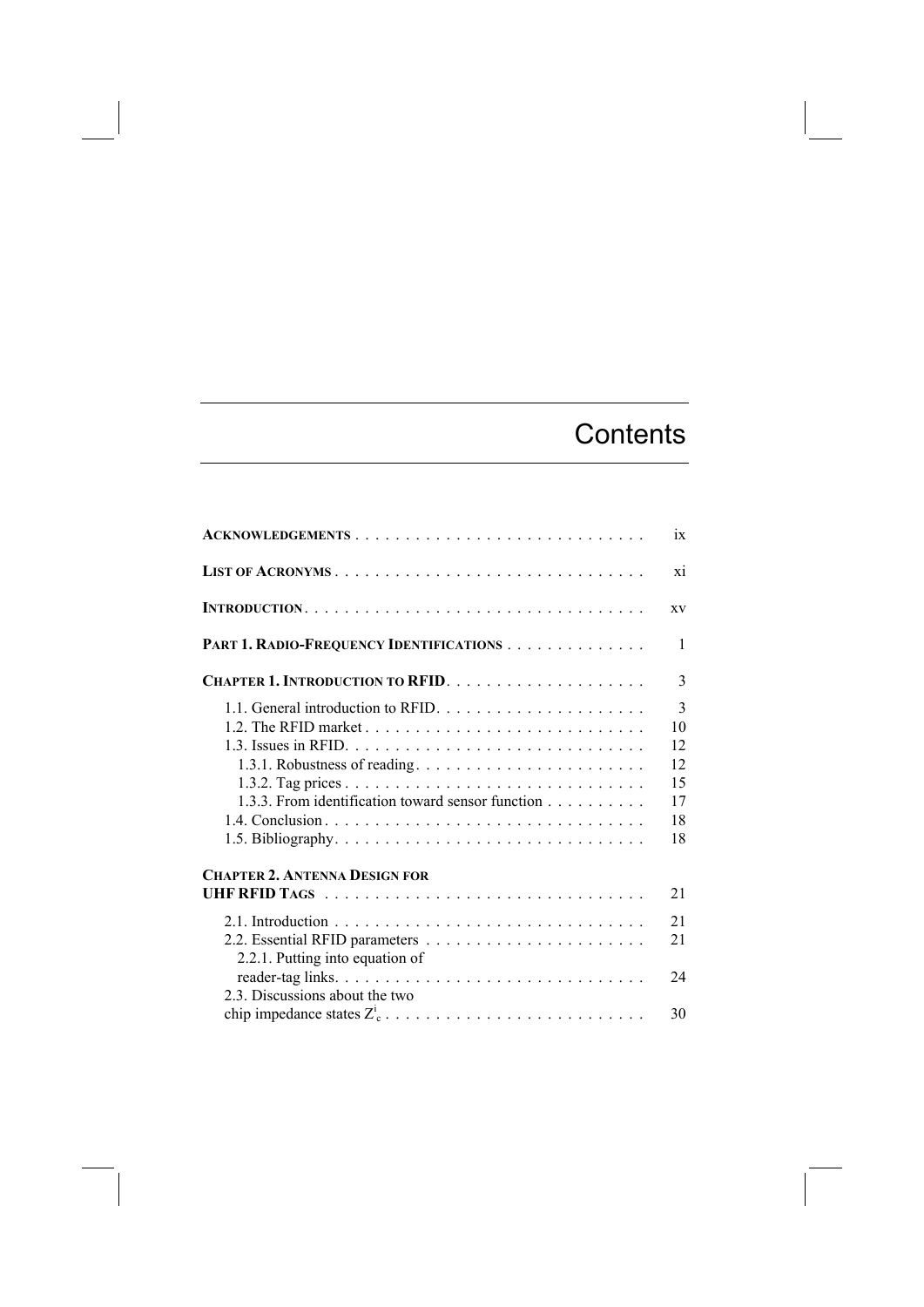# Contents

| | |
|---|---|
| **ACKNOWLEDGEMENTS** | ix |
| **LIST OF ACRONYMS** | xi |
| **INTRODUCTION** | xv |
| **PART 1. RADIO-FREQUENCY IDENTIFICATIONS** | 1 |
| **CHAPTER 1. INTRODUCTION TO RFID** | 3 |
| 1.1. General introduction to RFID | 3 |
| 1.2. The RFID market | 10 |
| 1.3. Issues in RFID | 12 |
| 1.3.1. Robustness of reading | 12 |
| 1.3.2. Tag prices | 15 |
| 1.3.3. From identification toward sensor function | 17 |
| 1.4. Conclusion | 18 |
| 1.5. Bibliography | 18 |
| **CHAPTER 2. ANTENNA DESIGN FOR UHF RFID TAGS** | 21 |
| 2.1. Introduction | 21 |
| 2.2. Essential RFID parameters | 21 |
| 2.2.1. Putting into equation of reader-tag links | 24 |
| 2.3. Discussions about the two chip impedance states $Z^i_c$ | 30 |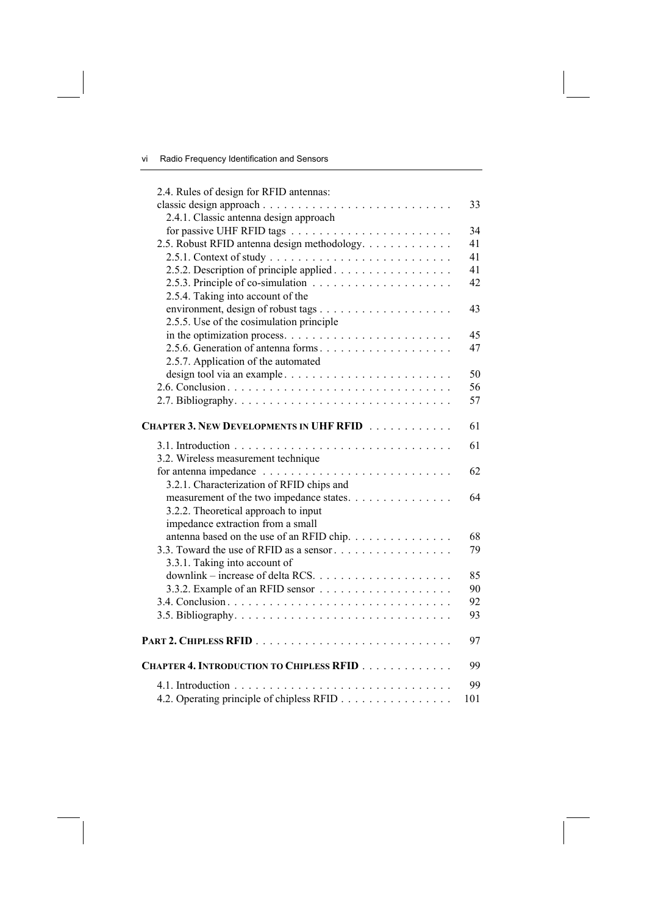2.4. Rules of design for RFID antennas: classic design approach . . . . . . . . . . . . . . . . . . . . . . . . . . . 33

2.4.1. Classic antenna design approach for passive UHF RFID tags . . . . . . . . . . . . . . . . . . . . . . . 34

2.5. Robust RFID antenna design methodology. . . . . . . . . . . . . 41

2.5.1. Context of study . . . . . . . . . . . . . . . . . . . . . . . . . . 41

2.5.2. Description of principle applied . . . . . . . . . . . . . . . . . 41

2.5.3. Principle of co-simulation . . . . . . . . . . . . . . . . . . . . 42

2.5.4. Taking into account of the environment, design of robust tags . . . . . . . . . . . . . . . . . . . 43

2.5.5. Use of the cosimulation principle in the optimization process. . . . . . . . . . . . . . . . . . . . . . . . 45

2.5.6. Generation of antenna forms . . . . . . . . . . . . . . . . . . . 47

2.5.7. Application of the automated design tool via an example . . . . . . . . . . . . . . . . . . . . . . . . 50

2.6. Conclusion . . . . . . . . . . . . . . . . . . . . . . . . . . . . . . . 56

2.7. Bibliography. . . . . . . . . . . . . . . . . . . . . . . . . . . . . . 57

**CHAPTER 3. NEW DEVELOPMENTS IN UHF RFID** . . . . . . . . . . . . 61

3.1. Introduction . . . . . . . . . . . . . . . . . . . . . . . . . . . . . . . 61

3.2. Wireless measurement technique for antenna impedance . . . . . . . . . . . . . . . . . . . . . . . . . . . 62

3.2.1. Characterization of RFID chips and measurement of the two impedance states. . . . . . . . . . . . . . . 64

3.2.2. Theoretical approach to input impedance extraction from a small antenna based on the use of an RFID chip. . . . . . . . . . . . . . . 68

3.3. Toward the use of RFID as a sensor . . . . . . . . . . . . . . . . . 79

3.3.1. Taking into account of downlink – increase of delta RCS. . . . . . . . . . . . . . . . . . . . 85

3.3.2. Example of an RFID sensor . . . . . . . . . . . . . . . . . . . 90

3.4. Conclusion . . . . . . . . . . . . . . . . . . . . . . . . . . . . . . . 92

3.5. Bibliography. . . . . . . . . . . . . . . . . . . . . . . . . . . . . . 93

**PART 2. CHIPLESS RFID** . . . . . . . . . . . . . . . . . . . . . . . . . . . 97

**CHAPTER 4. INTRODUCTION TO CHIPLESS RFID** . . . . . . . . . . . . . 99

4.1. Introduction . . . . . . . . . . . . . . . . . . . . . . . . . . . . . . . 99

4.2. Operating principle of chipless RFID . . . . . . . . . . . . . . . . 101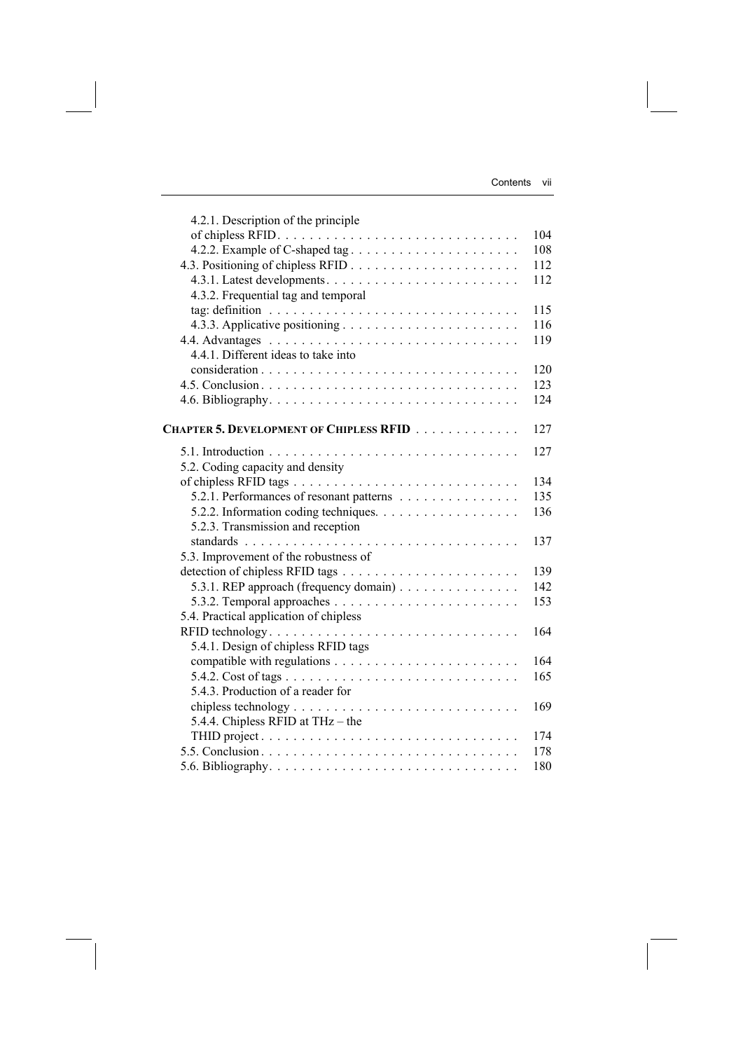4.2.1. Description of the principle of chipless RFID . . . . . . . . . . . . . . . . . . . . . . . . . . . . . . 104

4.2.2. Example of C-shaped tag . . . . . . . . . . . . . . . . . . . . . . 108

4.3. Positioning of chipless RFID . . . . . . . . . . . . . . . . . . . . . . 112

4.3.1. Latest developments. . . . . . . . . . . . . . . . . . . . . . . . . 112

4.3.2. Frequential tag and temporal tag: definition . . . . . . . . . . . . . . . . . . . . . . . . . . . . . . . 115

4.3.3. Applicative positioning . . . . . . . . . . . . . . . . . . . . . . 116

4.4. Advantages . . . . . . . . . . . . . . . . . . . . . . . . . . . . . . . 119

4.4.1. Different ideas to take into consideration . . . . . . . . . . . . . . . . . . . . . . . . . . . . . . . . 120

4.5. Conclusion . . . . . . . . . . . . . . . . . . . . . . . . . . . . . . . . 123

4.6. Bibliography. . . . . . . . . . . . . . . . . . . . . . . . . . . . . . . 124

**CHAPTER 5. DEVELOPMENT OF CHIPLESS RFID** . . . . . . . . . . . . . 127

5.1. Introduction . . . . . . . . . . . . . . . . . . . . . . . . . . . . . . . 127

5.2. Coding capacity and density of chipless RFID tags . . . . . . . . . . . . . . . . . . . . . . . . . . . . 134

5.2.1. Performances of resonant patterns . . . . . . . . . . . . . . . 135

5.2.2. Information coding techniques. . . . . . . . . . . . . . . . . . 136

5.2.3. Transmission and reception standards . . . . . . . . . . . . . . . . . . . . . . . . . . . . . . . . . . 137

5.3. Improvement of the robustness of detection of chipless RFID tags . . . . . . . . . . . . . . . . . . . . . . 139

5.3.1. REP approach (frequency domain) . . . . . . . . . . . . . . . 142

5.3.2. Temporal approaches . . . . . . . . . . . . . . . . . . . . . . . 153

5.4. Practical application of chipless RFID technology. . . . . . . . . . . . . . . . . . . . . . . . . . . . . . . 164

5.4.1. Design of chipless RFID tags compatible with regulations . . . . . . . . . . . . . . . . . . . . . . . 164

5.4.2. Cost of tags . . . . . . . . . . . . . . . . . . . . . . . . . . . . . 165

5.4.3. Production of a reader for chipless technology . . . . . . . . . . . . . . . . . . . . . . . . . . . . 169

5.4.4. Chipless RFID at THz – the THID project . . . . . . . . . . . . . . . . . . . . . . . . . . . . . . . . 174

5.5. Conclusion . . . . . . . . . . . . . . . . . . . . . . . . . . . . . . . . 178

5.6. Bibliography. . . . . . . . . . . . . . . . . . . . . . . . . . . . . . . 180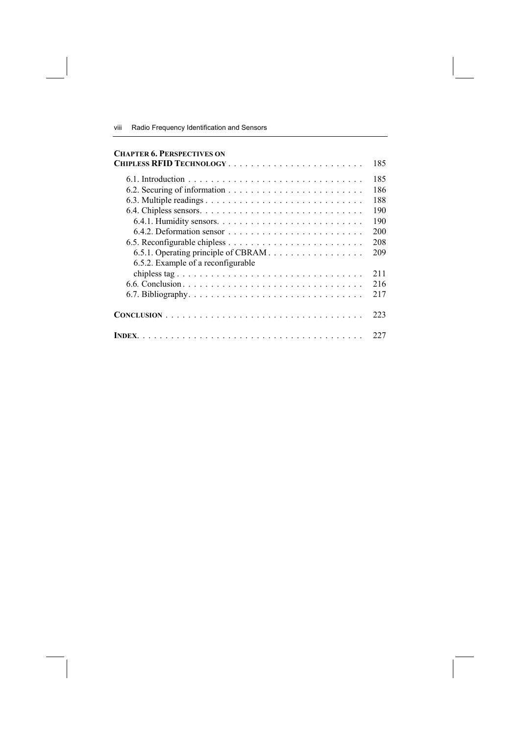**CHAPTER 6. PERSPECTIVES ON CHIPLESS RFID TECHNOLOGY** . . . . . . . . . . . . . . . . . . . . . . . . 185

6.1. Introduction . . . . . . . . . . . . . . . . . . . . . . . . . . . . . . . 185
6.2. Securing of information . . . . . . . . . . . . . . . . . . . . . . . . 186
6.3. Multiple readings . . . . . . . . . . . . . . . . . . . . . . . . . . . 188
6.4. Chipless sensors. . . . . . . . . . . . . . . . . . . . . . . . . . . . 190
6.4.1. Humidity sensors. . . . . . . . . . . . . . . . . . . . . . . . . 190
6.4.2. Deformation sensor . . . . . . . . . . . . . . . . . . . . . . . 200
6.5. Reconfigurable chipless . . . . . . . . . . . . . . . . . . . . . . . . 208
6.5.1. Operating principle of CBRAM . . . . . . . . . . . . . . . . . 209
6.5.2. Example of a reconfigurable chipless tag . . . . . . . . . . . . . . . . . . . . . . . . . . . . . . . . 211
6.6. Conclusion . . . . . . . . . . . . . . . . . . . . . . . . . . . . . . . . 216
6.7. Bibliography. . . . . . . . . . . . . . . . . . . . . . . . . . . . . . . 217

**CONCLUSION** . . . . . . . . . . . . . . . . . . . . . . . . . . . . . . . . . . 223

**INDEX**. . . . . . . . . . . . . . . . . . . . . . . . . . . . . . . . . . . . . . 227